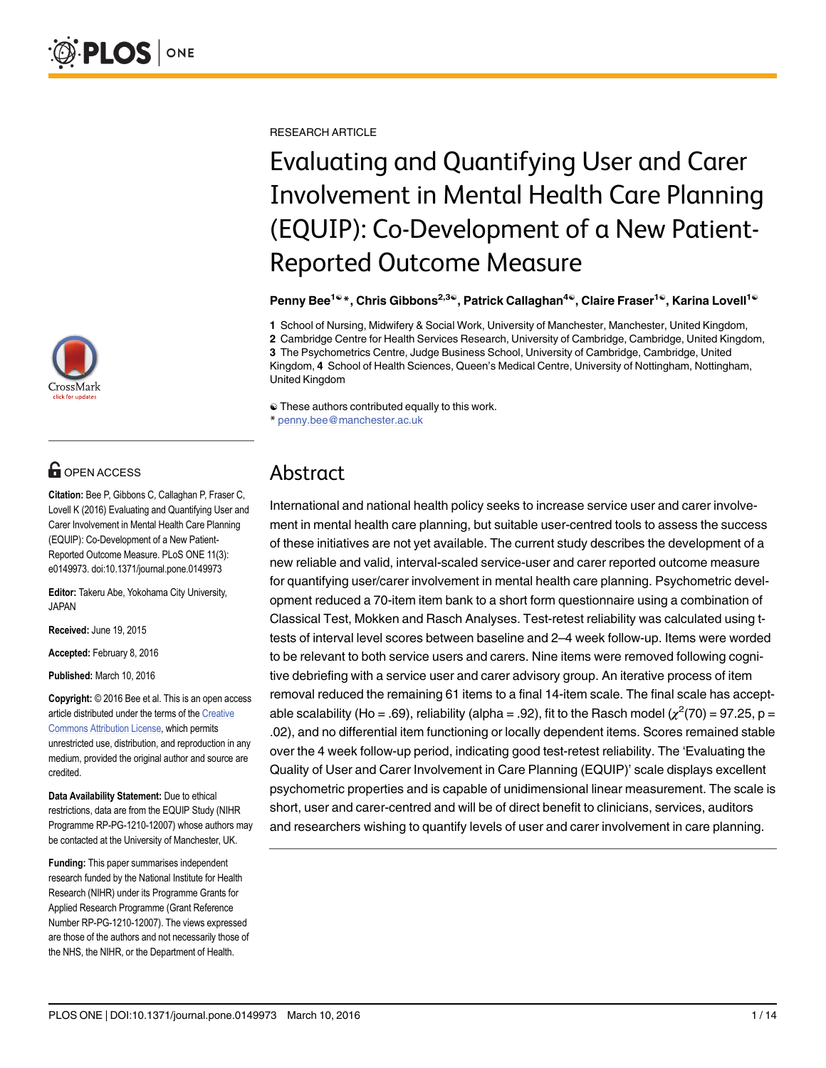RESEARCH ARTICLE

# Evaluating and Quantifying User and Carer Involvement in Mental Health Care Planning (EQUIP): Co-Development of a New Patient-Reported Outcome Measure

**Penny Bee[1]\*, Chris Gibbons[2,3], Patrick Callaghan[4], Claire Fraser[1], Karina Lovell[1]**

**1** School of Nursing, Midwifery & Social Work, University of Manchester, Manchester, United Kingdom, **2** Cambridge Centre for Health Services Research, University of Cambridge, Cambridge, United Kingdom, **3** The Psychometrics Centre, Judge Business School, University of Cambridge, Cambridge, United Kingdom, **4** School of Health Sciences, Queen's Medical Centre, University of Nottingham, Nottingham, United Kingdom

These authors contributed equally to this work.

\* penny.bee@manchester.ac.uk

OPEN ACCESS

**Citation:** Bee P, Gibbons C, Callaghan P, Fraser C, Lovell K (2016) Evaluating and Quantifying User and Carer Involvement in Mental Health Care Planning (EQUIP): Co-Development of a New Patient-Reported Outcome Measure. PLoS ONE 11(3): e0149973. doi:10.1371/journal.pone.0149973

**Editor:** Takeru Abe, Yokohama City University, JAPAN

**Received:** June 19, 2015

**Accepted:** February 8, 2016

**Published:** March 10, 2016

**Copyright:** © 2016 Bee et al. This is an open access article distributed under the terms of the Creative Commons Attribution License, which permits unrestricted use, distribution, and reproduction in any medium, provided the original author and source are credited.

**Data Availability Statement:** Due to ethical restrictions, data are from the EQUIP Study (NIHR Programme RP-PG-1210-12007) whose authors may be contacted at the University of Manchester, UK.

**Funding:** This paper summarises independent research funded by the National Institute for Health Research (NIHR) under its Programme Grants for Applied Research Programme (Grant Reference Number RP-PG-1210-12007). The views expressed are those of the authors and not necessarily those of the NHS, the NIHR, or the Department of Health.

## Abstract

International and national health policy seeks to increase service user and carer involvement in mental health care planning, but suitable user-centred tools to assess the success of these initiatives are not yet available. The current study describes the development of a new reliable and valid, interval-scaled service-user and carer reported outcome measure for quantifying user/carer involvement in mental health care planning. Psychometric development reduced a 70-item item bank to a short form questionnaire using a combination of Classical Test, Mokken and Rasch Analyses. Test-retest reliability was calculated using t-tests of interval level scores between baseline and 2–4 week follow-up. Items were worded to be relevant to both service users and carers. Nine items were removed following cognitive debriefing with a service user and carer advisory group. An iterative process of item removal reduced the remaining 61 items to a final 14-item scale. The final scale has acceptable scalability (Ho = .69), reliability (alpha = .92), fit to the Rasch model ($\chi^2(70) = 97.25$, p = .02), and no differential item functioning or locally dependent items. Scores remained stable over the 4 week follow-up period, indicating good test-retest reliability. The 'Evaluating the Quality of User and Carer Involvement in Care Planning (EQUIP)' scale displays excellent psychometric properties and is capable of unidimensional linear measurement. The scale is short, user and carer-centred and will be of direct benefit to clinicians, services, auditors and researchers wishing to quantify levels of user and carer involvement in care planning.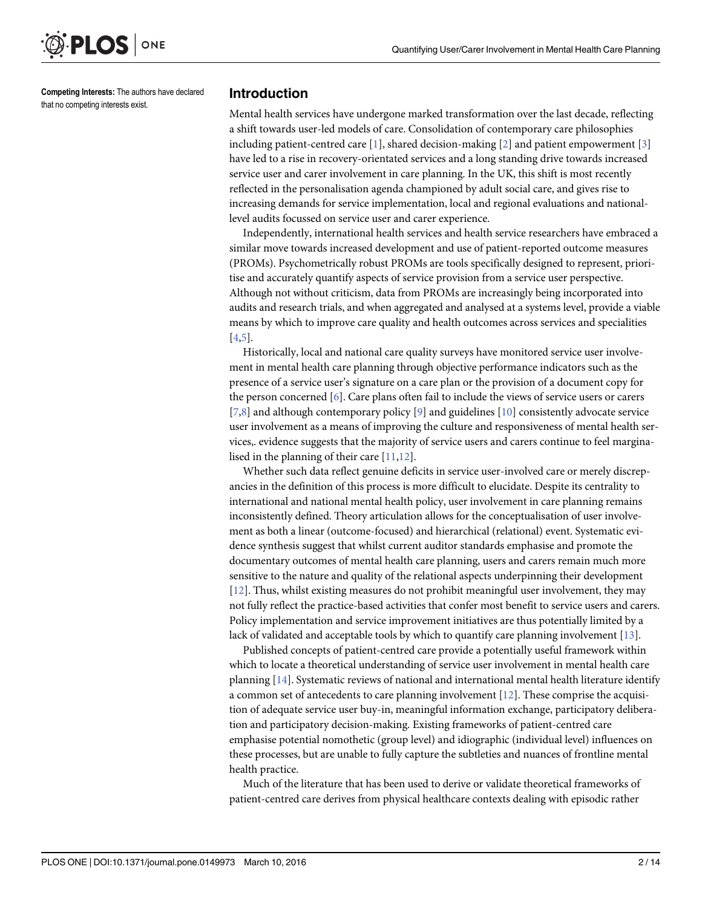**Competing Interests:** The authors have declared that no competing interests exist.

## Introduction

Mental health services have undergone marked transformation over the last decade, reflecting a shift towards user-led models of care. Consolidation of contemporary care philosophies including patient-centred care [1], shared decision-making [2] and patient empowerment [3] have led to a rise in recovery-orientated services and a long standing drive towards increased service user and carer involvement in care planning. In the UK, this shift is most recently reflected in the personalisation agenda championed by adult social care, and gives rise to increasing demands for service implementation, local and regional evaluations and national-level audits focussed on service user and carer experience.

Independently, international health services and health service researchers have embraced a similar move towards increased development and use of patient-reported outcome measures (PROMs). Psychometrically robust PROMs are tools specifically designed to represent, prioritise and accurately quantify aspects of service provision from a service user perspective. Although not without criticism, data from PROMs are increasingly being incorporated into audits and research trials, and when aggregated and analysed at a systems level, provide a viable means by which to improve care quality and health outcomes across services and specialities [4,5].

Historically, local and national care quality surveys have monitored service user involvement in mental health care planning through objective performance indicators such as the presence of a service user's signature on a care plan or the provision of a document copy for the person concerned [6]. Care plans often fail to include the views of service users or carers [7,8] and although contemporary policy [9] and guidelines [10] consistently advocate service user involvement as a means of improving the culture and responsiveness of mental health services,. evidence suggests that the majority of service users and carers continue to feel marginalised in the planning of their care [11,12].

Whether such data reflect genuine deficits in service user-involved care or merely discrepancies in the definition of this process is more difficult to elucidate. Despite its centrality to international and national mental health policy, user involvement in care planning remains inconsistently defined. Theory articulation allows for the conceptualisation of user involvement as both a linear (outcome-focused) and hierarchical (relational) event. Systematic evidence synthesis suggest that whilst current auditor standards emphasise and promote the documentary outcomes of mental health care planning, users and carers remain much more sensitive to the nature and quality of the relational aspects underpinning their development [12]. Thus, whilst existing measures do not prohibit meaningful user involvement, they may not fully reflect the practice-based activities that confer most benefit to service users and carers. Policy implementation and service improvement initiatives are thus potentially limited by a lack of validated and acceptable tools by which to quantify care planning involvement [13].

Published concepts of patient-centred care provide a potentially useful framework within which to locate a theoretical understanding of service user involvement in mental health care planning [14]. Systematic reviews of national and international mental health literature identify a common set of antecedents to care planning involvement [12]. These comprise the acquisition of adequate service user buy-in, meaningful information exchange, participatory deliberation and participatory decision-making. Existing frameworks of patient-centred care emphasise potential nomothetic (group level) and idiographic (individual level) influences on these processes, but are unable to fully capture the subtleties and nuances of frontline mental health practice.

Much of the literature that has been used to derive or validate theoretical frameworks of patient-centred care derives from physical healthcare contexts dealing with episodic rather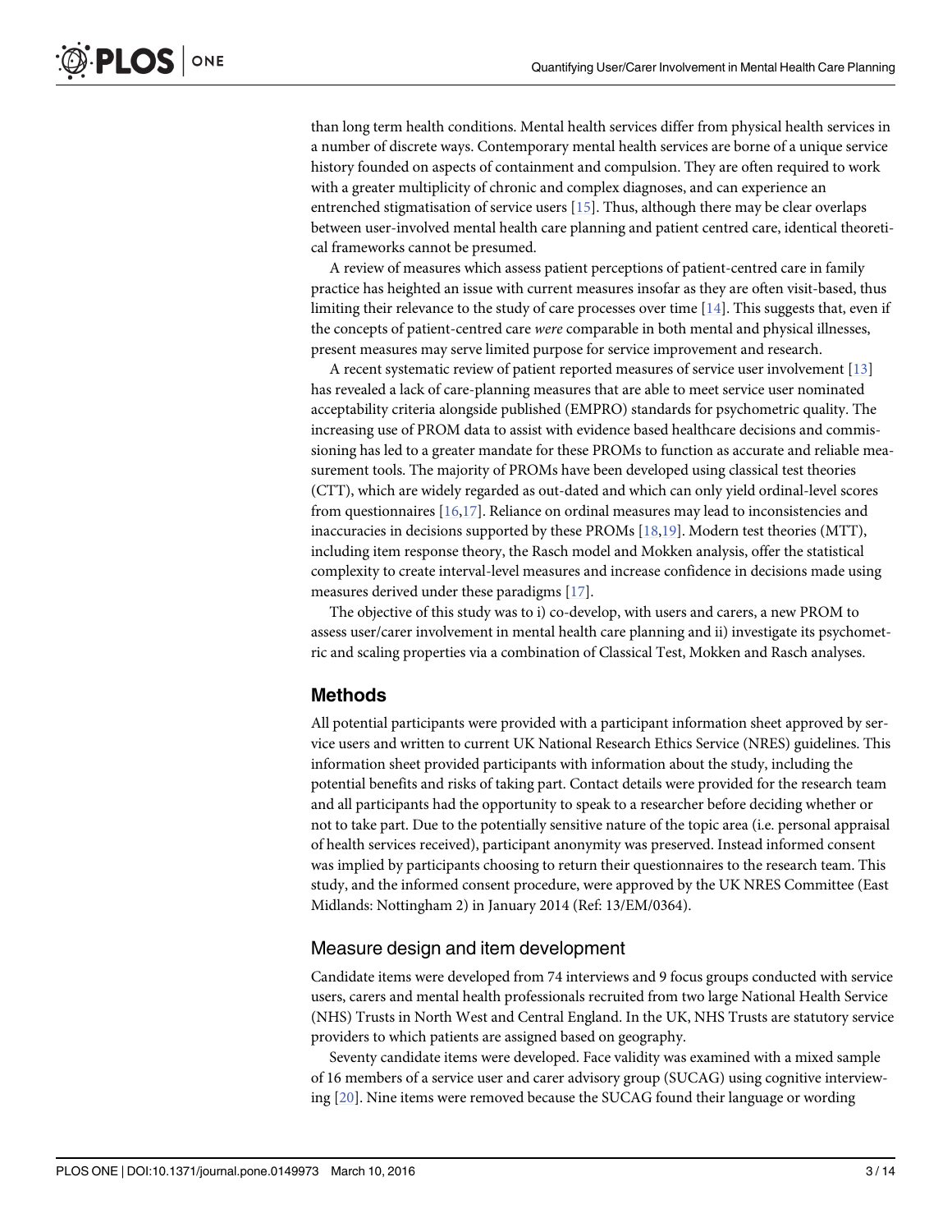than long term health conditions. Mental health services differ from physical health services in a number of discrete ways. Contemporary mental health services are borne of a unique service history founded on aspects of containment and compulsion. They are often required to work with a greater multiplicity of chronic and complex diagnoses, and can experience an entrenched stigmatisation of service users [15]. Thus, although there may be clear overlaps between user-involved mental health care planning and patient centred care, identical theoretical frameworks cannot be presumed.

A review of measures which assess patient perceptions of patient-centred care in family practice has heighted an issue with current measures insofar as they are often visit-based, thus limiting their relevance to the study of care processes over time [14]. This suggests that, even if the concepts of patient-centred care *were* comparable in both mental and physical illnesses, present measures may serve limited purpose for service improvement and research.

A recent systematic review of patient reported measures of service user involvement [13] has revealed a lack of care-planning measures that are able to meet service user nominated acceptability criteria alongside published (EMPRO) standards for psychometric quality. The increasing use of PROM data to assist with evidence based healthcare decisions and commissioning has led to a greater mandate for these PROMs to function as accurate and reliable measurement tools. The majority of PROMs have been developed using classical test theories (CTT), which are widely regarded as out-dated and which can only yield ordinal-level scores from questionnaires [16,17]. Reliance on ordinal measures may lead to inconsistencies and inaccuracies in decisions supported by these PROMs [18,19]. Modern test theories (MTT), including item response theory, the Rasch model and Mokken analysis, offer the statistical complexity to create interval-level measures and increase confidence in decisions made using measures derived under these paradigms [17].

The objective of this study was to i) co-develop, with users and carers, a new PROM to assess user/carer involvement in mental health care planning and ii) investigate its psychometric and scaling properties via a combination of Classical Test, Mokken and Rasch analyses.

## Methods

All potential participants were provided with a participant information sheet approved by service users and written to current UK National Research Ethics Service (NRES) guidelines. This information sheet provided participants with information about the study, including the potential benefits and risks of taking part. Contact details were provided for the research team and all participants had the opportunity to speak to a researcher before deciding whether or not to take part. Due to the potentially sensitive nature of the topic area (i.e. personal appraisal of health services received), participant anonymity was preserved. Instead informed consent was implied by participants choosing to return their questionnaires to the research team. This study, and the informed consent procedure, were approved by the UK NRES Committee (East Midlands: Nottingham 2) in January 2014 (Ref: 13/EM/0364).

### Measure design and item development

Candidate items were developed from 74 interviews and 9 focus groups conducted with service users, carers and mental health professionals recruited from two large National Health Service (NHS) Trusts in North West and Central England. In the UK, NHS Trusts are statutory service providers to which patients are assigned based on geography.

Seventy candidate items were developed. Face validity was examined with a mixed sample of 16 members of a service user and carer advisory group (SUCAG) using cognitive interviewing [20]. Nine items were removed because the SUCAG found their language or wording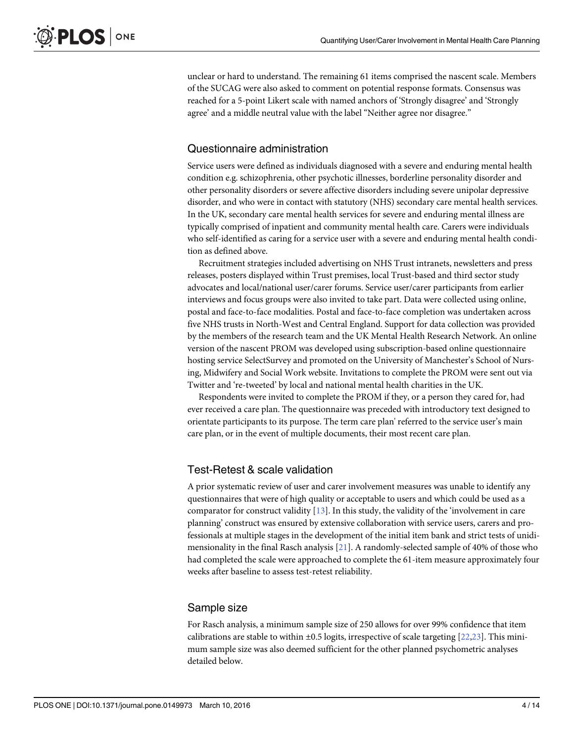unclear or hard to understand. The remaining 61 items comprised the nascent scale. Members of the SUCAG were also asked to comment on potential response formats. Consensus was reached for a 5-point Likert scale with named anchors of 'Strongly disagree' and 'Strongly agree' and a middle neutral value with the label "Neither agree nor disagree."

## Questionnaire administration

Service users were defined as individuals diagnosed with a severe and enduring mental health condition e.g. schizophrenia, other psychotic illnesses, borderline personality disorder and other personality disorders or severe affective disorders including severe unipolar depressive disorder, and who were in contact with statutory (NHS) secondary care mental health services. In the UK, secondary care mental health services for severe and enduring mental illness are typically comprised of inpatient and community mental health care. Carers were individuals who self-identified as caring for a service user with a severe and enduring mental health condition as defined above.

Recruitment strategies included advertising on NHS Trust intranets, newsletters and press releases, posters displayed within Trust premises, local Trust-based and third sector study advocates and local/national user/carer forums. Service user/carer participants from earlier interviews and focus groups were also invited to take part. Data were collected using online, postal and face-to-face modalities. Postal and face-to-face completion was undertaken across five NHS trusts in North-West and Central England. Support for data collection was provided by the members of the research team and the UK Mental Health Research Network. An online version of the nascent PROM was developed using subscription-based online questionnaire hosting service SelectSurvey and promoted on the University of Manchester's School of Nursing, Midwifery and Social Work website. Invitations to complete the PROM were sent out via Twitter and 're-tweeted' by local and national mental health charities in the UK.

Respondents were invited to complete the PROM if they, or a person they cared for, had ever received a care plan. The questionnaire was preceded with introductory text designed to orientate participants to its purpose. The term care plan' referred to the service user's main care plan, or in the event of multiple documents, their most recent care plan.

## Test-Retest & scale validation

A prior systematic review of user and carer involvement measures was unable to identify any questionnaires that were of high quality or acceptable to users and which could be used as a comparator for construct validity [13]. In this study, the validity of the 'involvement in care planning' construct was ensured by extensive collaboration with service users, carers and professionals at multiple stages in the development of the initial item bank and strict tests of unidimensionality in the final Rasch analysis [21]. A randomly-selected sample of 40% of those who had completed the scale were approached to complete the 61-item measure approximately four weeks after baseline to assess test-retest reliability.

## Sample size

For Rasch analysis, a minimum sample size of 250 allows for over 99% confidence that item calibrations are stable to within ±0.5 logits, irrespective of scale targeting [22,23]. This minimum sample size was also deemed sufficient for the other planned psychometric analyses detailed below.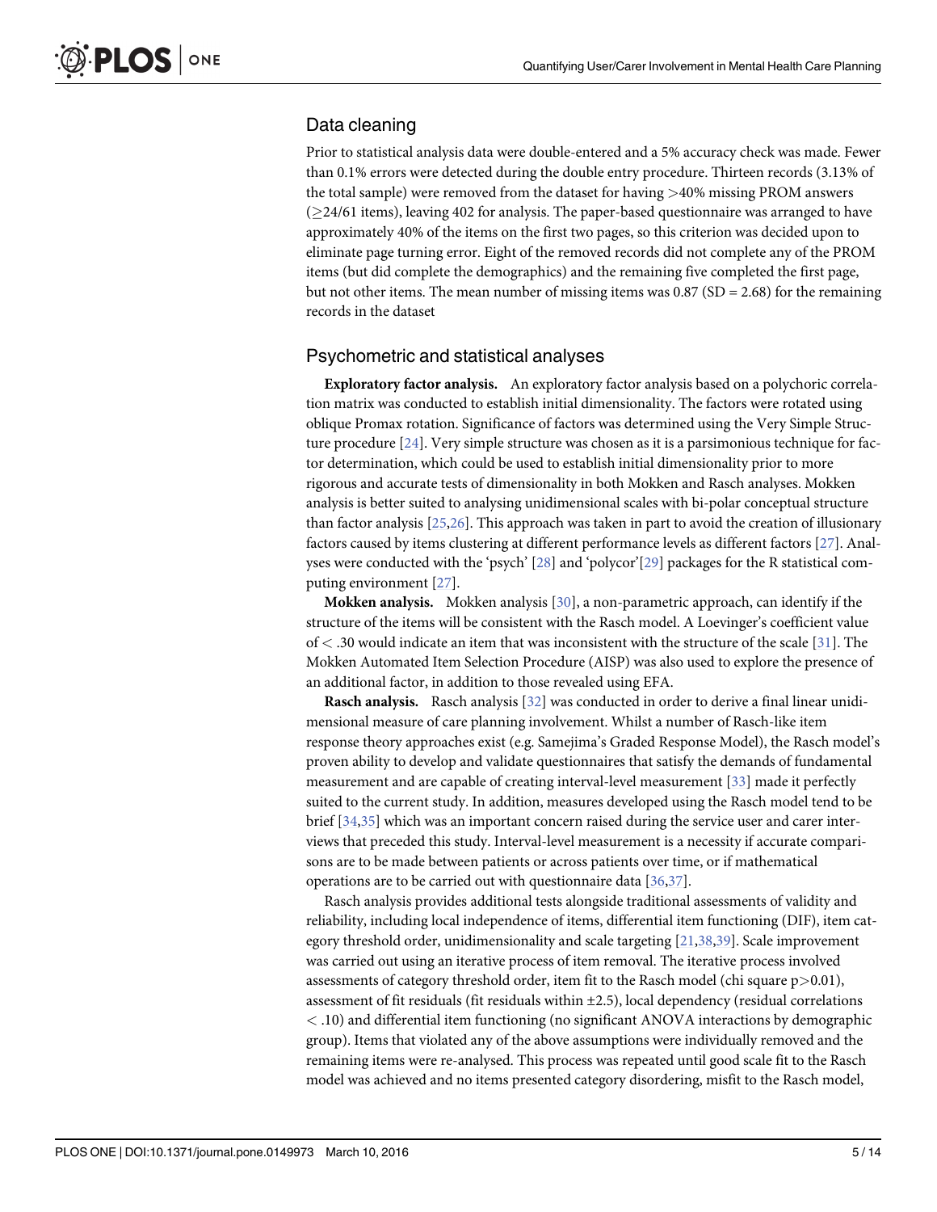## Data cleaning

Prior to statistical analysis data were double-entered and a 5% accuracy check was made. Fewer than 0.1% errors were detected during the double entry procedure. Thirteen records (3.13% of the total sample) were removed from the dataset for having >40% missing PROM answers ($\geq$24/61 items), leaving 402 for analysis. The paper-based questionnaire was arranged to have approximately 40% of the items on the first two pages, so this criterion was decided upon to eliminate page turning error. Eight of the removed records did not complete any of the PROM items (but did complete the demographics) and the remaining five completed the first page, but not other items. The mean number of missing items was 0.87 (SD = 2.68) for the remaining records in the dataset

## Psychometric and statistical analyses

**Exploratory factor analysis.** An exploratory factor analysis based on a polychoric correlation matrix was conducted to establish initial dimensionality. The factors were rotated using oblique Promax rotation. Significance of factors was determined using the Very Simple Structure procedure [24]. Very simple structure was chosen as it is a parsimonious technique for factor determination, which could be used to establish initial dimensionality prior to more rigorous and accurate tests of dimensionality in both Mokken and Rasch analyses. Mokken analysis is better suited to analysing unidimensional scales with bi-polar conceptual structure than factor analysis [25,26]. This approach was taken in part to avoid the creation of illusionary factors caused by items clustering at different performance levels as different factors [27]. Analyses were conducted with the 'psych' [28] and 'polycor'[29] packages for the R statistical computing environment [27].

**Mokken analysis.** Mokken analysis [30], a non-parametric approach, can identify if the structure of the items will be consistent with the Rasch model. A Loevinger's coefficient value of < .30 would indicate an item that was inconsistent with the structure of the scale [31]. The Mokken Automated Item Selection Procedure (AISP) was also used to explore the presence of an additional factor, in addition to those revealed using EFA.

**Rasch analysis.** Rasch analysis [32] was conducted in order to derive a final linear unidimensional measure of care planning involvement. Whilst a number of Rasch-like item response theory approaches exist (e.g. Samejima's Graded Response Model), the Rasch model's proven ability to develop and validate questionnaires that satisfy the demands of fundamental measurement and are capable of creating interval-level measurement [33] made it perfectly suited to the current study. In addition, measures developed using the Rasch model tend to be brief [34,35] which was an important concern raised during the service user and carer interviews that preceded this study. Interval-level measurement is a necessity if accurate comparisons are to be made between patients or across patients over time, or if mathematical operations are to be carried out with questionnaire data [36,37].

Rasch analysis provides additional tests alongside traditional assessments of validity and reliability, including local independence of items, differential item functioning (DIF), item category threshold order, unidimensionality and scale targeting [21,38,39]. Scale improvement was carried out using an iterative process of item removal. The iterative process involved assessments of category threshold order, item fit to the Rasch model (chi square $p>0.01$), assessment of fit residuals (fit residuals within ±2.5), local dependency (residual correlations < .10) and differential item functioning (no significant ANOVA interactions by demographic group). Items that violated any of the above assumptions were individually removed and the remaining items were re-analysed. This process was repeated until good scale fit to the Rasch model was achieved and no items presented category disordering, misfit to the Rasch model,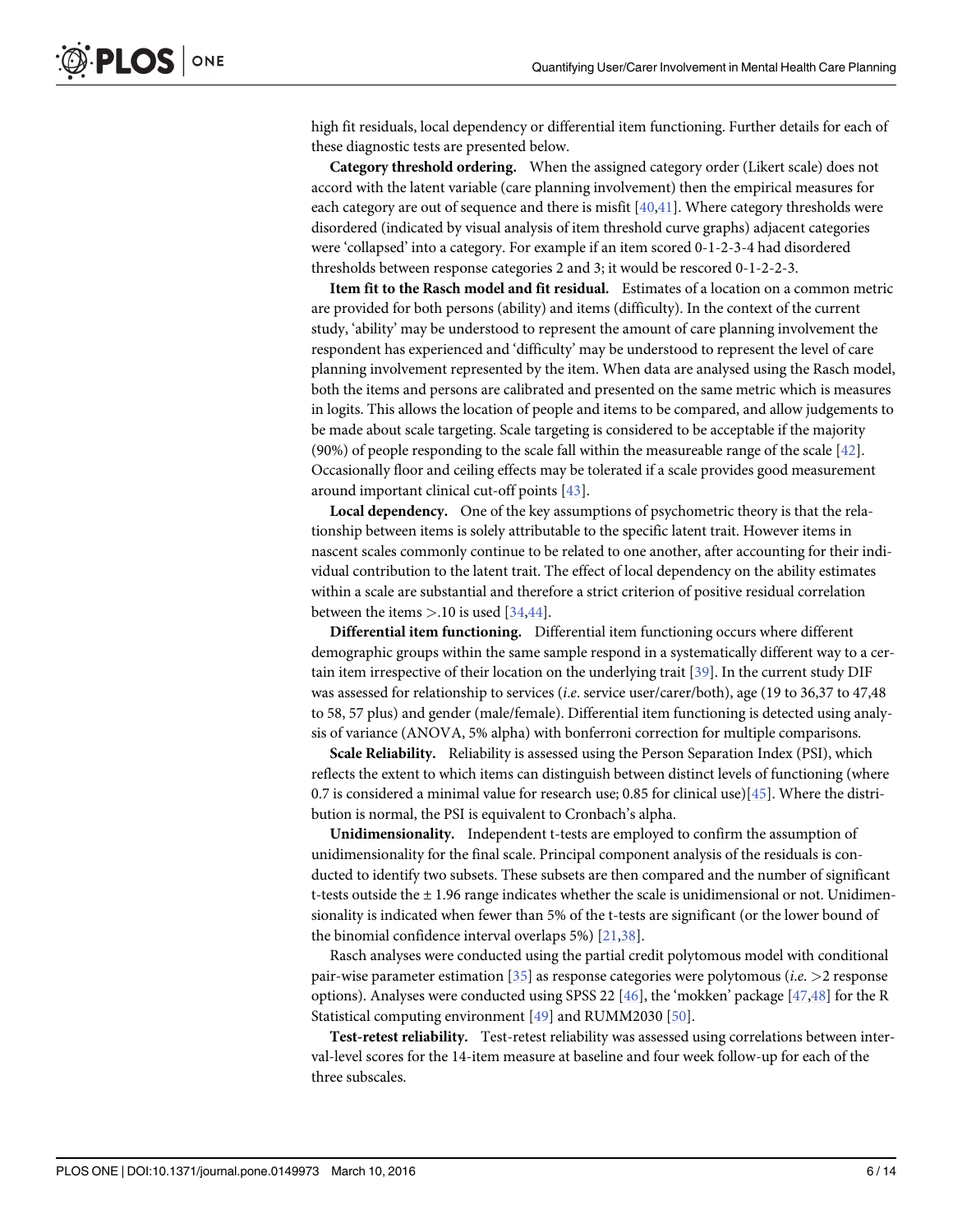high fit residuals, local dependency or differential item functioning. Further details for each of these diagnostic tests are presented below.

**Category threshold ordering.** When the assigned category order (Likert scale) does not accord with the latent variable (care planning involvement) then the empirical measures for each category are out of sequence and there is misfit [40,41]. Where category thresholds were disordered (indicated by visual analysis of item threshold curve graphs) adjacent categories were 'collapsed' into a category. For example if an item scored 0-1-2-3-4 had disordered thresholds between response categories 2 and 3; it would be rescored 0-1-2-2-3.

**Item fit to the Rasch model and fit residual.** Estimates of a location on a common metric are provided for both persons (ability) and items (difficulty). In the context of the current study, 'ability' may be understood to represent the amount of care planning involvement the respondent has experienced and 'difficulty' may be understood to represent the level of care planning involvement represented by the item. When data are analysed using the Rasch model, both the items and persons are calibrated and presented on the same metric which is measures in logits. This allows the location of people and items to be compared, and allow judgements to be made about scale targeting. Scale targeting is considered to be acceptable if the majority (90%) of people responding to the scale fall within the measureable range of the scale [42]. Occasionally floor and ceiling effects may be tolerated if a scale provides good measurement around important clinical cut-off points [43].

**Local dependency.** One of the key assumptions of psychometric theory is that the relationship between items is solely attributable to the specific latent trait. However items in nascent scales commonly continue to be related to one another, after accounting for their individual contribution to the latent trait. The effect of local dependency on the ability estimates within a scale are substantial and therefore a strict criterion of positive residual correlation between the items $>.10$ is used [34,44].

**Differential item functioning.** Differential item functioning occurs where different demographic groups within the same sample respond in a systematically different way to a certain item irrespective of their location on the underlying trait [39]. In the current study DIF was assessed for relationship to services (*i.e*. service user/carer/both), age (19 to 36,37 to 47,48 to 58, 57 plus) and gender (male/female). Differential item functioning is detected using analysis of variance (ANOVA, 5% alpha) with bonferroni correction for multiple comparisons.

**Scale Reliability.** Reliability is assessed using the Person Separation Index (PSI), which reflects the extent to which items can distinguish between distinct levels of functioning (where 0.7 is considered a minimal value for research use; 0.85 for clinical use)[45]. Where the distribution is normal, the PSI is equivalent to Cronbach's alpha.

**Unidimensionality.** Independent t-tests are employed to confirm the assumption of unidimensionality for the final scale. Principal component analysis of the residuals is conducted to identify two subsets. These subsets are then compared and the number of significant t-tests outside the $\pm$ 1.96 range indicates whether the scale is unidimensional or not. Unidimensionality is indicated when fewer than 5% of the t-tests are significant (or the lower bound of the binomial confidence interval overlaps 5%) [21,38].

Rasch analyses were conducted using the partial credit polytomous model with conditional pair-wise parameter estimation [35] as response categories were polytomous (*i.e.* $>2$ response options). Analyses were conducted using SPSS 22 [46], the 'mokken' package [47,48] for the R Statistical computing environment [49] and RUMM2030 [50].

**Test-retest reliability.** Test-retest reliability was assessed using correlations between interval-level scores for the 14-item measure at baseline and four week follow-up for each of the three subscales.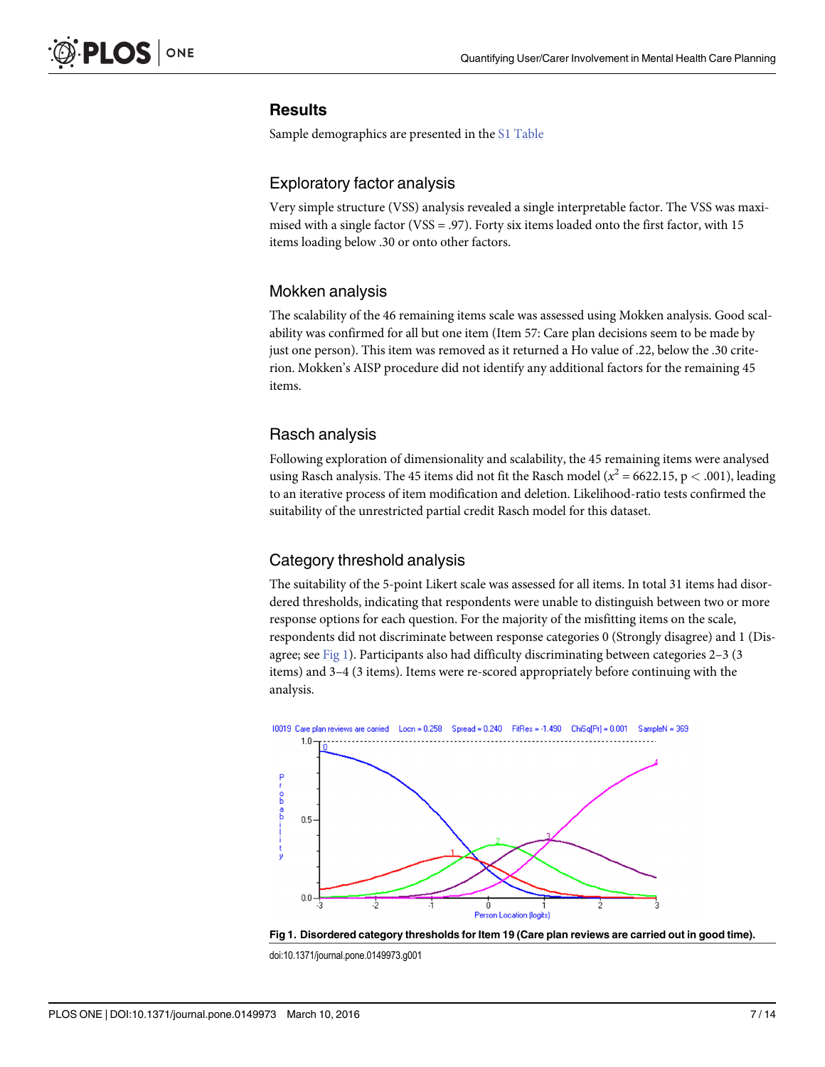## Results

Sample demographics are presented in the S1 Table

### Exploratory factor analysis

Very simple structure (VSS) analysis revealed a single interpretable factor. The VSS was maximised with a single factor (VSS = .97). Forty six items loaded onto the first factor, with 15 items loading below .30 or onto other factors.

### Mokken analysis

The scalability of the 46 remaining items scale was assessed using Mokken analysis. Good scalability was confirmed for all but one item (Item 57: Care plan decisions seem to be made by just one person). This item was removed as it returned a Ho value of .22, below the .30 criterion. Mokken's AISP procedure did not identify any additional factors for the remaining 45 items.

### Rasch analysis

Following exploration of dimensionality and scalability, the 45 remaining items were analysed using Rasch analysis. The 45 items did not fit the Rasch model ($x^2$ = 6622.15, p < .001), leading to an iterative process of item modification and deletion. Likelihood-ratio tests confirmed the suitability of the unrestricted partial credit Rasch model for this dataset.

### Category threshold analysis

The suitability of the 5-point Likert scale was assessed for all items. In total 31 items had disordered thresholds, indicating that respondents were unable to distinguish between two or more response options for each question. For the majority of the misfitting items on the scale, respondents did not discriminate between response categories 0 (Strongly disagree) and 1 (Disagree; see Fig 1). Participants also had difficulty discriminating between categories 2–3 (3 items) and 3–4 (3 items). Items were re-scored appropriately before continuing with the analysis.

**Fig 1. Disordered category thresholds for Item 19 (Care plan reviews are carried out in good time).**

doi:10.1371/journal.pone.0149973.g001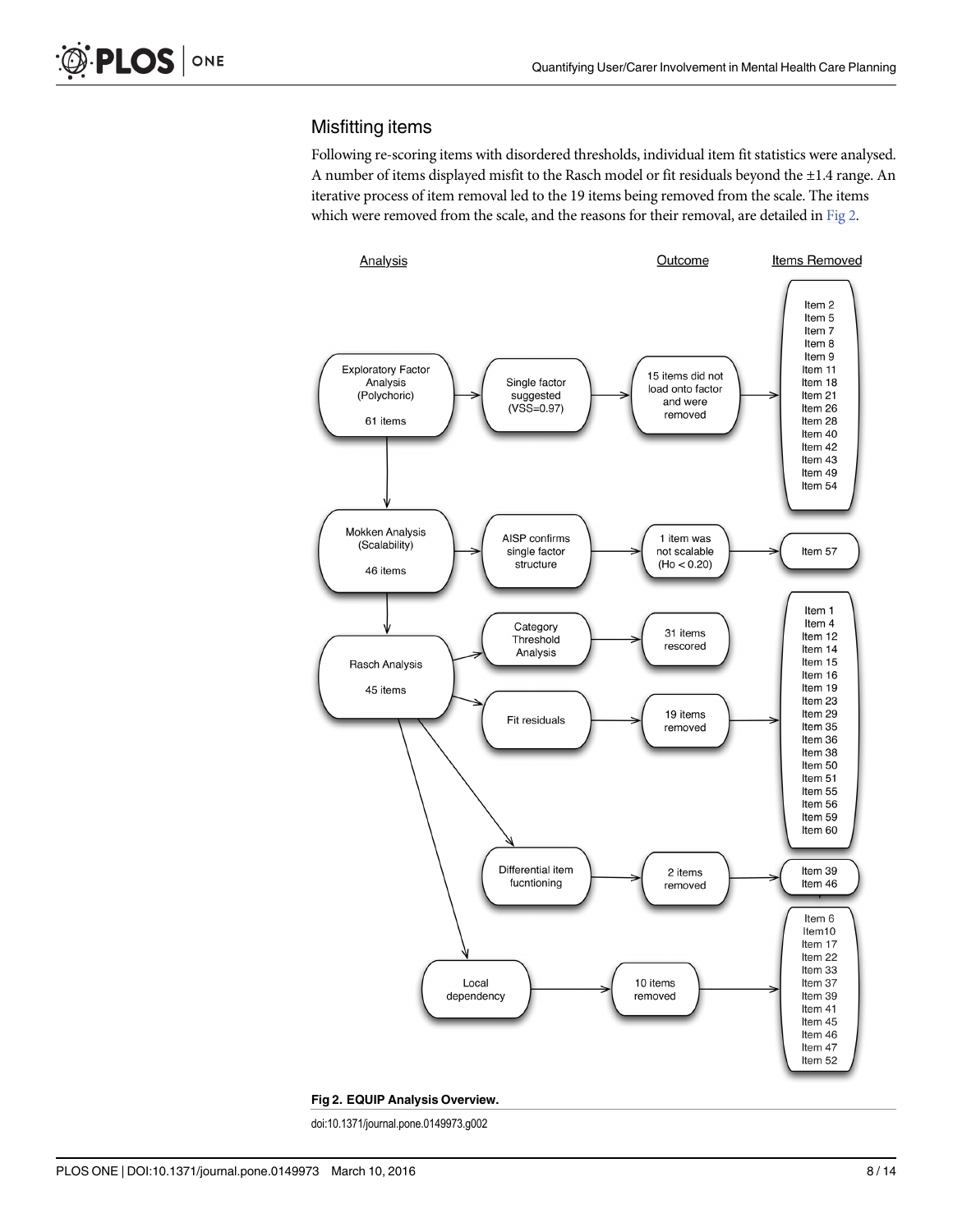## Misfitting items

Following re-scoring items with disordered thresholds, individual item fit statistics were analysed. A number of items displayed misfit to the Rasch model or fit residuals beyond the ±1.4 range. An iterative process of item removal led to the 19 items being removed from the scale. The items which were removed from the scale, and the reasons for their removal, are detailed in Fig 2.

**Fig 2. EQUIP Analysis Overview.**

doi:10.1371/journal.pone.0149973.g002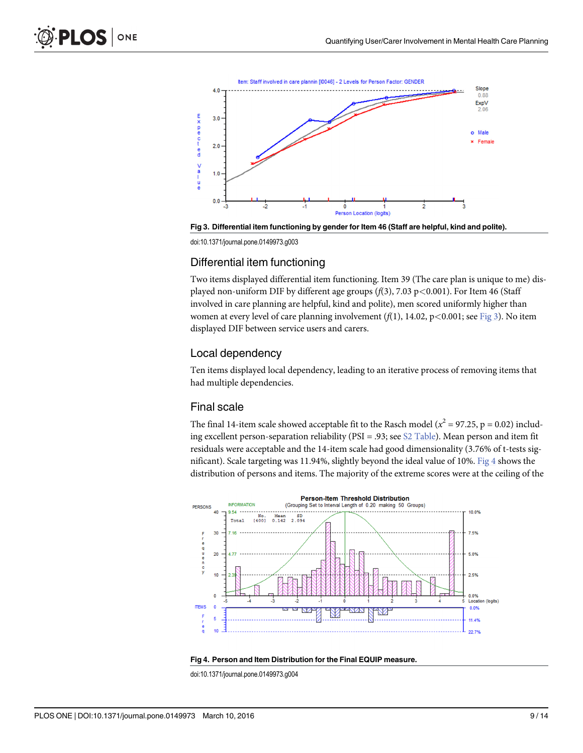Fig 3. Differential item functioning by gender for Item 46 (Staff are helpful, kind and polite).

doi:10.1371/journal.pone.0149973.g003

## Differential item functioning

Two items displayed differential item functioning. Item 39 (The care plan is unique to me) displayed non-uniform DIF by different age groups ($f(3)$, 7.03 p<0.001). For Item 46 (Staff involved in care planning are helpful, kind and polite), men scored uniformly higher than women at every level of care planning involvement ($f(1)$, 14.02, p<0.001; see Fig 3). No item displayed DIF between service users and carers.

## Local dependency

Ten items displayed local dependency, leading to an iterative process of removing items that had multiple dependencies.

## Final scale

The final 14-item scale showed acceptable fit to the Rasch model ($x^2$ = 97.25, p = 0.02) including excellent person-separation reliability (PSI = .93; see S2 Table). Mean person and item fit residuals were acceptable and the 14-item scale had good dimensionality (3.76% of t-tests significant). Scale targeting was 11.94%, slightly beyond the ideal value of 10%. Fig 4 shows the distribution of persons and items. The majority of the extreme scores were at the ceiling of the

Fig 4. Person and Item Distribution for the Final EQUIP measure.

doi:10.1371/journal.pone.0149973.g004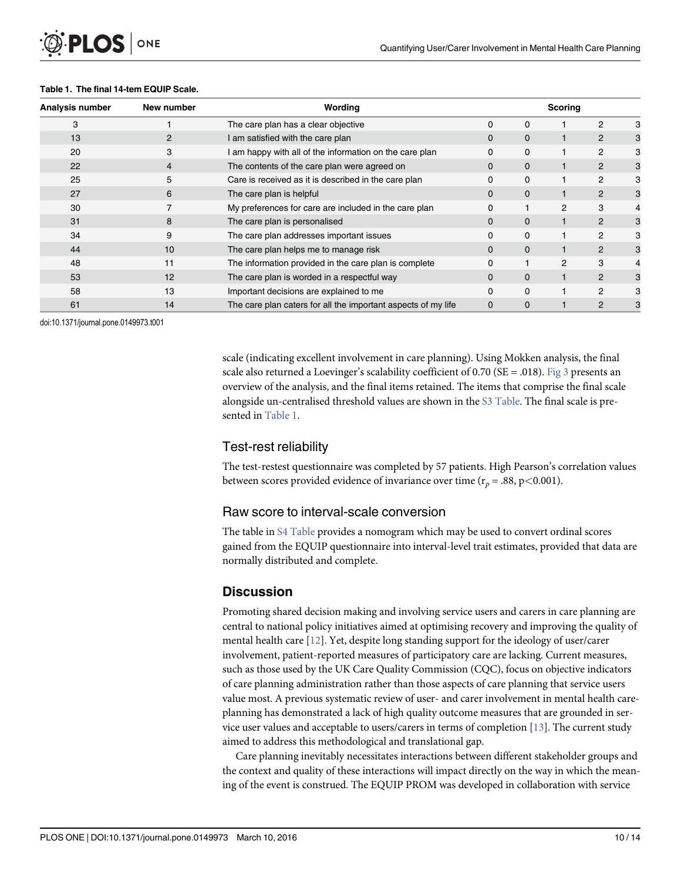**Table 1. The final 14-tem EQUIP Scale.**

| Analysis number | New number | Wording | Scoring | | | | |
|---|---|---|---|---|---|---|---|
| 3 | 1 | The care plan has a clear objective | 0 | 0 | 1 | 2 | 3 |
| 13 | 2 | I am satisfied with the care plan | 0 | 0 | 1 | 2 | 3 |
| 20 | 3 | I am happy with all of the information on the care plan | 0 | 0 | 1 | 2 | 3 |
| 22 | 4 | The contents of the care plan were agreed on | 0 | 0 | 1 | 2 | 3 |
| 25 | 5 | Care is received as it is described in the care plan | 0 | 0 | 1 | 2 | 3 |
| 27 | 6 | The care plan is helpful | 0 | 0 | 1 | 2 | 3 |
| 30 | 7 | My preferences for care are included in the care plan | 0 | 1 | 2 | 3 | 4 |
| 31 | 8 | The care plan is personalised | 0 | 0 | 1 | 2 | 3 |
| 34 | 9 | The care plan addresses important issues | 0 | 0 | 1 | 2 | 3 |
| 44 | 10 | The care plan helps me to manage risk | 0 | 0 | 1 | 2 | 3 |
| 48 | 11 | The information provided in the care plan is complete | 0 | 1 | 2 | 3 | 4 |
| 53 | 12 | The care plan is worded in a respectful way | 0 | 0 | 1 | 2 | 3 |
| 58 | 13 | Important decisions are explained to me | 0 | 0 | 1 | 2 | 3 |
| 61 | 14 | The care plan caters for all the important aspects of my life | 0 | 0 | 1 | 2 | 3 |

doi:10.1371/journal.pone.0149973.t001

scale (indicating excellent involvement in care planning). Using Mokken analysis, the final scale also returned a Loevinger's scalability coefficient of 0.70 (SE = .018). Fig 3 presents an overview of the analysis, and the final items retained. The items that comprise the final scale alongside un-centralised threshold values are shown in the S3 Table. The final scale is presented in Table 1.

## Test-rest reliability

The test-restest questionnaire was completed by 57 patients. High Pearson's correlation values between scores provided evidence of invariance over time ($r_p = .88$, $p<0.001$).

## Raw score to interval-scale conversion

The table in S4 Table provides a nomogram which may be used to convert ordinal scores gained from the EQUIP questionnaire into interval-level trait estimates, provided that data are normally distributed and complete.

## Discussion

Promoting shared decision making and involving service users and carers in care planning are central to national policy initiatives aimed at optimising recovery and improving the quality of mental health care [12]. Yet, despite long standing support for the ideology of user/carer involvement, patient-reported measures of participatory care are lacking. Current measures, such as those used by the UK Care Quality Commission (CQC), focus on objective indicators of care planning administration rather than those aspects of care planning that service users value most. A previous systematic review of user- and carer involvement in mental health care-planning has demonstrated a lack of high quality outcome measures that are grounded in service user values and acceptable to users/carers in terms of completion [13]. The current study aimed to address this methodological and translational gap.

Care planning inevitably necessitates interactions between different stakeholder groups and the context and quality of these interactions will impact directly on the way in which the meaning of the event is construed. The EQUIP PROM was developed in collaboration with service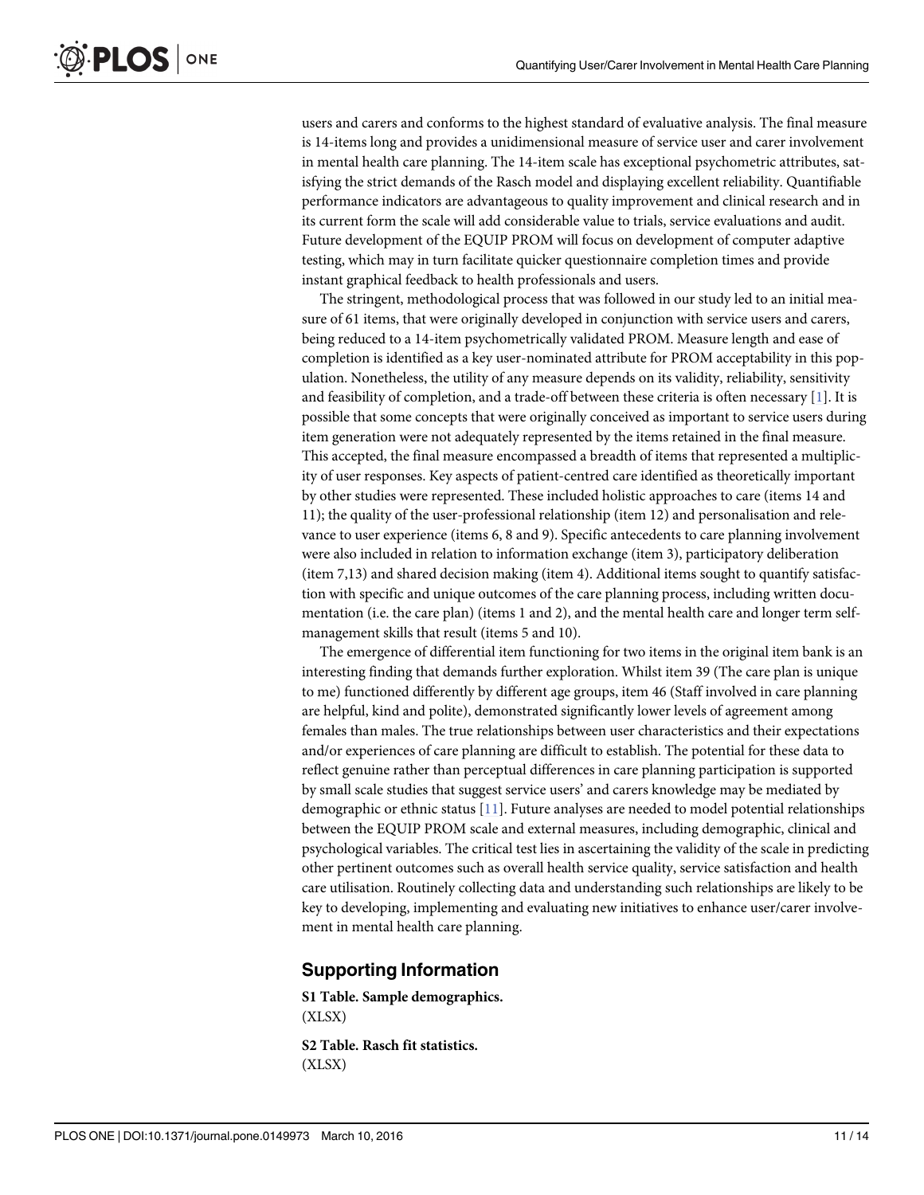users and carers and conforms to the highest standard of evaluative analysis. The final measure is 14-items long and provides a unidimensional measure of service user and carer involvement in mental health care planning. The 14-item scale has exceptional psychometric attributes, satisfying the strict demands of the Rasch model and displaying excellent reliability. Quantifiable performance indicators are advantageous to quality improvement and clinical research and in its current form the scale will add considerable value to trials, service evaluations and audit. Future development of the EQUIP PROM will focus on development of computer adaptive testing, which may in turn facilitate quicker questionnaire completion times and provide instant graphical feedback to health professionals and users.

The stringent, methodological process that was followed in our study led to an initial measure of 61 items, that were originally developed in conjunction with service users and carers, being reduced to a 14-item psychometrically validated PROM. Measure length and ease of completion is identified as a key user-nominated attribute for PROM acceptability in this population. Nonetheless, the utility of any measure depends on its validity, reliability, sensitivity and feasibility of completion, and a trade-off between these criteria is often necessary [1]. It is possible that some concepts that were originally conceived as important to service users during item generation were not adequately represented by the items retained in the final measure. This accepted, the final measure encompassed a breadth of items that represented a multiplicity of user responses. Key aspects of patient-centred care identified as theoretically important by other studies were represented. These included holistic approaches to care (items 14 and 11); the quality of the user-professional relationship (item 12) and personalisation and relevance to user experience (items 6, 8 and 9). Specific antecedents to care planning involvement were also included in relation to information exchange (item 3), participatory deliberation (item 7,13) and shared decision making (item 4). Additional items sought to quantify satisfaction with specific and unique outcomes of the care planning process, including written documentation (i.e. the care plan) (items 1 and 2), and the mental health care and longer term self-management skills that result (items 5 and 10).

The emergence of differential item functioning for two items in the original item bank is an interesting finding that demands further exploration. Whilst item 39 (The care plan is unique to me) functioned differently by different age groups, item 46 (Staff involved in care planning are helpful, kind and polite), demonstrated significantly lower levels of agreement among females than males. The true relationships between user characteristics and their expectations and/or experiences of care planning are difficult to establish. The potential for these data to reflect genuine rather than perceptual differences in care planning participation is supported by small scale studies that suggest service users' and carers knowledge may be mediated by demographic or ethnic status [11]. Future analyses are needed to model potential relationships between the EQUIP PROM scale and external measures, including demographic, clinical and psychological variables. The critical test lies in ascertaining the validity of the scale in predicting other pertinent outcomes such as overall health service quality, service satisfaction and health care utilisation. Routinely collecting data and understanding such relationships are likely to be key to developing, implementing and evaluating new initiatives to enhance user/carer involvement in mental health care planning.

## Supporting Information

**S1 Table. Sample demographics.**
(XLSX)

**S2 Table. Rasch fit statistics.**
(XLSX)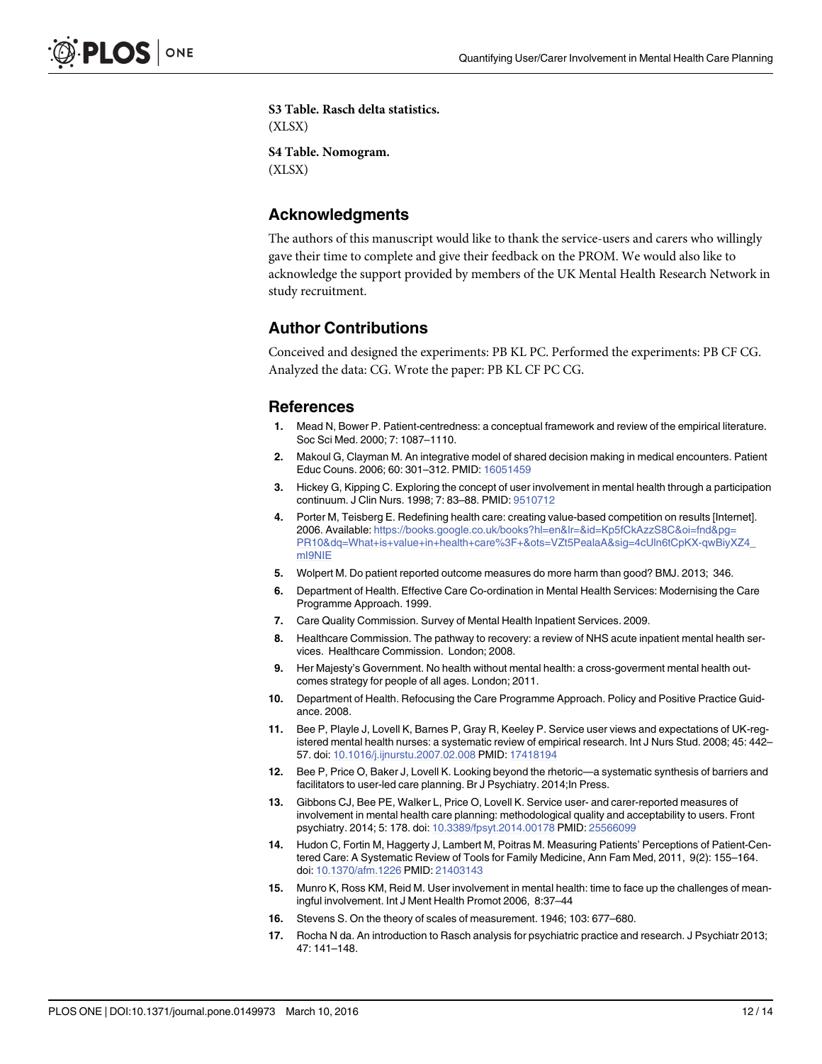**S3 Table. Rasch delta statistics.**
(XLSX)

**S4 Table. Nomogram.**
(XLSX)

## Acknowledgments

The authors of this manuscript would like to thank the service-users and carers who willingly gave their time to complete and give their feedback on the PROM. We would also like to acknowledge the support provided by members of the UK Mental Health Research Network in study recruitment.

## Author Contributions

Conceived and designed the experiments: PB KL PC. Performed the experiments: PB CF CG. Analyzed the data: CG. Wrote the paper: PB KL CF PC CG.

## References

1. Mead N, Bower P. Patient-centredness: a conceptual framework and review of the empirical literature. Soc Sci Med. 2000; 7: 1087–1110.
2. Makoul G, Clayman M. An integrative model of shared decision making in medical encounters. Patient Educ Couns. 2006; 60: 301–312. PMID: 16051459
3. Hickey G, Kipping C. Exploring the concept of user involvement in mental health through a participation continuum. J Clin Nurs. 1998; 7: 83–88. PMID: 9510712
4. Porter M, Teisberg E. Redefining health care: creating value-based competition on results [Internet]. 2006. Available: https://books.google.co.uk/books?hl=en&lr=&id=Kp5fCkAzzS8C&oi=fnd&pg=PR10&dq=What+is+value+in+health+care%3F+&ots=VZt5PealaA&sig=4cUln6tCpKX-qwBiyXZ4_mI9NIE
5. Wolpert M. Do patient reported outcome measures do more harm than good? BMJ. 2013; 346.
6. Department of Health. Effective Care Co-ordination in Mental Health Services: Modernising the Care Programme Approach. 1999.
7. Care Quality Commission. Survey of Mental Health Inpatient Services. 2009.
8. Healthcare Commission. The pathway to recovery: a review of NHS acute inpatient mental health services. Healthcare Commission. London; 2008.
9. Her Majesty's Government. No health without mental health: a cross-goverment mental health outcomes strategy for people of all ages. London; 2011.
10. Department of Health. Refocusing the Care Programme Approach. Policy and Positive Practice Guidance. 2008.
11. Bee P, Playle J, Lovell K, Barnes P, Gray R, Keeley P. Service user views and expectations of UK-registered mental health nurses: a systematic review of empirical research. Int J Nurs Stud. 2008; 45: 442–57. doi: 10.1016/j.ijnurstu.2007.02.008 PMID: 17418194
12. Bee P, Price O, Baker J, Lovell K. Looking beyond the rhetoric—a systematic synthesis of barriers and facilitators to user-led care planning. Br J Psychiatry. 2014;In Press.
13. Gibbons CJ, Bee PE, Walker L, Price O, Lovell K. Service user- and carer-reported measures of involvement in mental health care planning: methodological quality and acceptability to users. Front psychiatry. 2014; 5: 178. doi: 10.3389/fpsyt.2014.00178 PMID: 25566099
14. Hudon C, Fortin M, Haggerty J, Lambert M, Poitras M. Measuring Patients' Perceptions of Patient-Centered Care: A Systematic Review of Tools for Family Medicine, Ann Fam Med, 2011, 9(2): 155–164. doi: 10.1370/afm.1226 PMID: 21403143
15. Munro K, Ross KM, Reid M. User involvement in mental health: time to face up the challenges of meaningful involvement. Int J Ment Health Promot 2006, 8:37–44
16. Stevens S. On the theory of scales of measurement. 1946; 103: 677–680.
17. Rocha N da. An introduction to Rasch analysis for psychiatric practice and research. J Psychiatr 2013; 47: 141–148.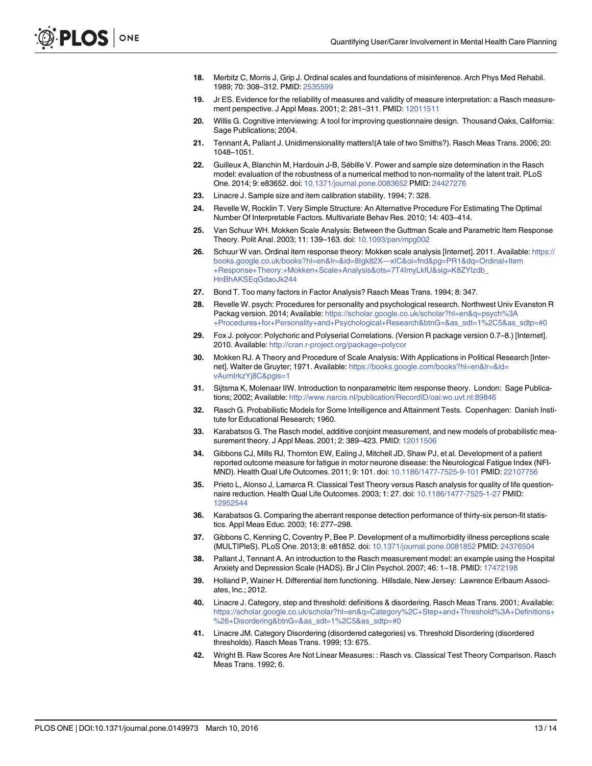18. Merbitz C, Morris J, Grip J. Ordinal scales and foundations of misinference. Arch Phys Med Rehabil. 1989; 70: 308–312. PMID: 2535599

19. Jr ES. Evidence for the reliability of measures and validity of measure interpretation: a Rasch measurement perspective. J Appl Meas. 2001; 2: 281–311. PMID: 12011511

20. Willis G. Cognitive interviewing: A tool for improving questionnaire design. Thousand Oaks, California: Sage Publications; 2004.

21. Tennant A, Pallant J. Unidimensionality matters!(A tale of two Smiths?). Rasch Meas Trans. 2006; 20: 1048–1051.

22. Guilleux A, Blanchin M, Hardouin J-B, Sébille V. Power and sample size determination in the Rasch model: evaluation of the robustness of a numerical method to non-normality of the latent trait. PLoS One. 2014; 9: e83652. doi: 10.1371/journal.pone.0083652 PMID: 24427276

23. Linacre J. Sample size and item calibration stability. 1994; 7: 328.

24. Revelle W, Rocklin T. Very Simple Structure: An Alternative Procedure For Estimating The Optimal Number Of Interpretable Factors. Multivariate Behav Res. 2010; 14: 403–414.

25. Van Schuur WH. Mokken Scale Analysis: Between the Guttman Scale and Parametric Item Response Theory. Polit Anal. 2003; 11: 139–163. doi: 10.1093/pan/mpg002

26. Schuur W van. Ordinal item response theory: Mokken scale analysis [Internet]. 2011. Available: https://books.google.co.uk/books?hl=en&lr=&id=8Igk82X—xIC&oi=fnd&pg=PR1&dq=Ordinal+Item+Response+Theory:+Mokken+Scale+Analysis&ots=7T4ImyLkfU&sig=K8ZYlzdb_HnBhAKSEqGdaoJk244

27. Bond T. Too many factors in Factor Analysis? Rasch Meas Trans. 1994; 8: 347.

28. Revelle W. psych: Procedures for personality and psychological research. Northwest Univ Evanston R Packag version. 2014; Available: https://scholar.google.co.uk/scholar?hl=en&q=psych%3A+Procedures+for+Personality+and+Psychological+Research&btnG=&as_sdt=1%2C5&as_sdtp=#0

29. Fox J. polycor: Polychoric and Polyserial Correlations. (Version R package version 0.7–8.) [Internet]. 2010. Available: http://cran.r-project.org/package=polycor

30. Mokken RJ. A Theory and Procedure of Scale Analysis: With Applications in Political Research [Internet]. Walter de Gruyter; 1971. Available: https://books.google.com/books?hl=en&lr=&id=vAumIrkzYj8C&pgis=1

31. Sijtsma K, Molenaar IIW. Introduction to nonparametric item response theory. London: Sage Publications; 2002; Available: http://www.narcis.nl/publication/RecordID/oai:wo.uvt.nl:89846

32. Rasch G. Probabilistic Models for Some Intelligence and Attainment Tests. Copenhagen: Danish Institute for Educational Research; 1960.

33. Karabatsos G. The Rasch model, additive conjoint measurement, and new models of probabilistic measurement theory. J Appl Meas. 2001; 2: 389–423. PMID: 12011506

34. Gibbons CJ, Mills RJ, Thornton EW, Ealing J, Mitchell JD, Shaw PJ, et al. Development of a patient reported outcome measure for fatigue in motor neurone disease: the Neurological Fatigue Index (NFI-MND). Health Qual Life Outcomes. 2011; 9: 101. doi: 10.1186/1477-7525-9-101 PMID: 22107756

35. Prieto L, Alonso J, Lamarca R. Classical Test Theory versus Rasch analysis for quality of life questionnaire reduction. Health Qual Life Outcomes. 2003; 1: 27. doi: 10.1186/1477-7525-1-27 PMID: 12952544

36. Karabatsos G. Comparing the aberrant response detection performance of thirty-six person-fit statistics. Appl Meas Educ. 2003; 16: 277–298.

37. Gibbons C, Kenning C, Coventry P, Bee P. Development of a multimorbidity illness perceptions scale (MULTIPleS). PLoS One. 2013; 8: e81852. doi: 10.1371/journal.pone.0081852 PMID: 24376504

38. Pallant J, Tennant A. An introduction to the Rasch measurement model: an example using the Hospital Anxiety and Depression Scale (HADS). Br J Clin Psychol. 2007; 46: 1–18. PMID: 17472198

39. Holland P, Wainer H. Differential item functioning. Hillsdale, New Jersey: Lawrence Erlbaum Associates, Inc.; 2012.

40. Linacre J. Category, step and threshold: definitions & disordering. Rasch Meas Trans. 2001; Available: https://scholar.google.co.uk/scholar?hl=en&q=Category%2C+Step+and+Threshold%3A+Definitions+%26+Disordering&btnG=&as_sdt=1%2C5&as_sdtp=#0

41. Linacre JM. Category Disordering (disordered categories) vs. Threshold Disordering (disordered thresholds). Rasch Meas Trans. 1999; 13: 675.

42. Wright B. Raw Scores Are Not Linear Measures: : Rasch vs. Classical Test Theory Comparison. Rasch Meas Trans. 1992; 6.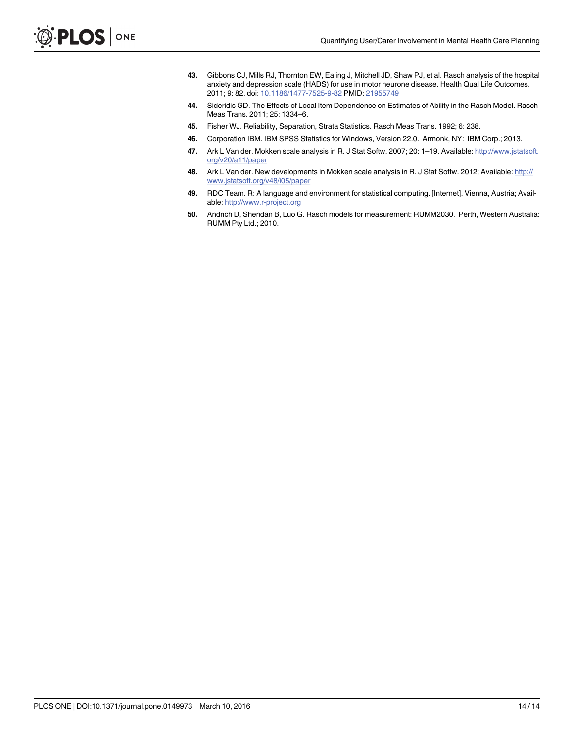43. Gibbons CJ, Mills RJ, Thornton EW, Ealing J, Mitchell JD, Shaw PJ, et al. Rasch analysis of the hospital anxiety and depression scale (HADS) for use in motor neurone disease. Health Qual Life Outcomes. 2011; 9: 82. doi: 10.1186/1477-7525-9-82 PMID: 21955749
44. Sideridis GD. The Effects of Local Item Dependence on Estimates of Ability in the Rasch Model. Rasch Meas Trans. 2011; 25: 1334–6.
45. Fisher WJ. Reliability, Separation, Strata Statistics. Rasch Meas Trans. 1992; 6: 238.
46. Corporation IBM. IBM SPSS Statistics for Windows, Version 22.0. Armonk, NY: IBM Corp.; 2013.
47. Ark L Van der. Mokken scale analysis in R. J Stat Softw. 2007; 20: 1–19. Available: http://www.jstatsoft.org/v20/a11/paper
48. Ark L Van der. New developments in Mokken scale analysis in R. J Stat Softw. 2012; Available: http://www.jstatsoft.org/v48/i05/paper
49. RDC Team. R: A language and environment for statistical computing. [Internet]. Vienna, Austria; Available: http://www.r-project.org
50. Andrich D, Sheridan B, Luo G. Rasch models for measurement: RUMM2030. Perth, Western Australia: RUMM Pty Ltd.; 2010.